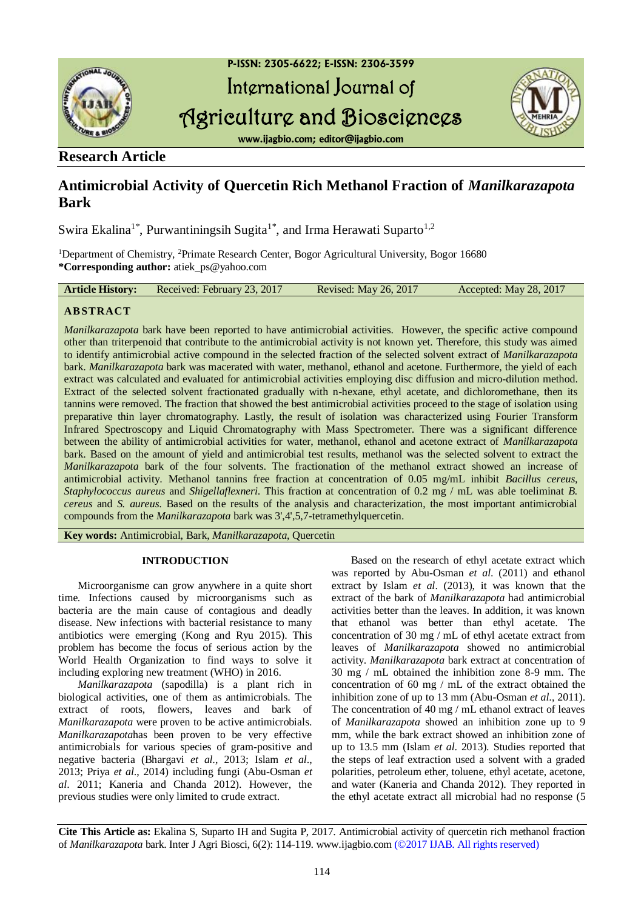**Research Article**

# Antimicrobial Activity of Quercetin Rich Methanol Fraction of *Manilkarazapota* Bark

Swira Ekalina[1*], Purwantiningsih Sugita[1*], and Irma Herawati Suparto[1,2]

[1]Department of Chemistry, [2]Primate Research Center, Bogor Agricultural University, Bogor 16680
**\*Corresponding author:** atiek_ps@yahoo.com

| **Article History:** | Received: February 23, 2017 | Revised: May 26, 2017 | Accepted: May 28, 2017 |
|---|---|---|---|

## ABSTRACT

*Manilkarazapota* bark have been reported to have antimicrobial activities. However, the specific active compound other than triterpenoid that contribute to the antimicrobial activity is not known yet. Therefore, this study was aimed to identify antimicrobial active compound in the selected fraction of the selected solvent extract of *Manilkarazapota* bark. *Manilkarazapota* bark was macerated with water, methanol, ethanol and acetone. Furthermore, the yield of each extract was calculated and evaluated for antimicrobial activities employing disc diffusion and micro-dilution method. Extract of the selected solvent fractionated gradually with n-hexane, ethyl acetate, and dichloromethane, then its tannins were removed. The fraction that showed the best antimicrobial activities proceed to the stage of isolation using preparative thin layer chromatography. Lastly, the result of isolation was characterized using Fourier Transform Infrared Spectroscopy and Liquid Chromatography with Mass Spectrometer. There was a significant difference between the ability of antimicrobial activities for water, methanol, ethanol and acetone extract of *Manilkarazapota* bark. Based on the amount of yield and antimicrobial test results, methanol was the selected solvent to extract the *Manilkarazapota* bark of the four solvents. The fractionation of the methanol extract showed an increase of antimicrobial activity. Methanol tannins free fraction at concentration of 0.05 mg/mL inhibit *Bacillus cereus*, *Staphylococcus aureus* and *Shigellaflexneri*. This fraction at concentration of 0.2 mg / mL was able toeliminat *B. cereus* and *S. aureus*. Based on the results of the analysis and characterization, the most important antimicrobial compounds from the *Manilkarazapota* bark was 3',4',5,7-tetramethylquercetin.

**Key words:** Antimicrobial, Bark, *Manilkarazapota*, Quercetin

## INTRODUCTION

Microorganisme can grow anywhere in a quite short time. Infections caused by microorganisms such as bacteria are the main cause of contagious and deadly disease. New infections with bacterial resistance to many antibiotics were emerging (Kong and Ryu 2015). This problem has become the focus of serious action by the World Health Organization to find ways to solve it including exploring new treatment (WHO) in 2016.

*Manilkarazapota* (sapodilla) is a plant rich in biological activities, one of them as antimicrobials. The extract of roots, flowers, leaves and bark of *Manilkarazapota* were proven to be active antimicrobials. *Manilkarazapota*has been proven to be very effective antimicrobials for various species of gram-positive and negative bacteria (Bhargavi *et al*., 2013; Islam *et al*., 2013; Priya *et al*., 2014) including fungi (Abu-Osman *et al*. 2011; Kaneria and Chanda 2012). However, the previous studies were only limited to crude extract.

Based on the research of ethyl acetate extract which was reported by Abu-Osman *et al*. (2011) and ethanol extract by Islam *et al*. (2013), it was known that the extract of the bark of *Manilkarazapota* had antimicrobial activities better than the leaves. In addition, it was known that ethanol was better than ethyl acetate. The concentration of 30 mg / mL of ethyl acetate extract from leaves of *Manilkarazapota* showed no antimicrobial activity. *Manilkarazapota* bark extract at concentration of 30 mg / mL obtained the inhibition zone 8-9 mm. The concentration of 60 mg / mL of the extract obtained the inhibition zone up to 13 mm (Abu-Osman *et al*., 2011). The concentration of 40 mg / mL ethanol extract of leaves of *Manilkarazapota* showed an inhibition zone up to 9 mm, while the bark extract showed an inhibition zone of up to 13.5 mm (Islam *et al*. 2013). Studies reported that the steps of leaf extraction used a solvent with a graded polarities, petroleum ether, toluene, ethyl acetate, acetone, and water (Kaneria and Chanda 2012). They reported in the ethyl acetate extract all microbial had no response (5

**Cite This Article as:** Ekalina S, Suparto IH and Sugita P, 2017. Antimicrobial activity of quercetin rich methanol fraction of *Manilkarazapota* bark. Inter J Agri Biosci, 6(2): 114-119. www.ijagbio.com (©2017 IJAB. All rights reserved)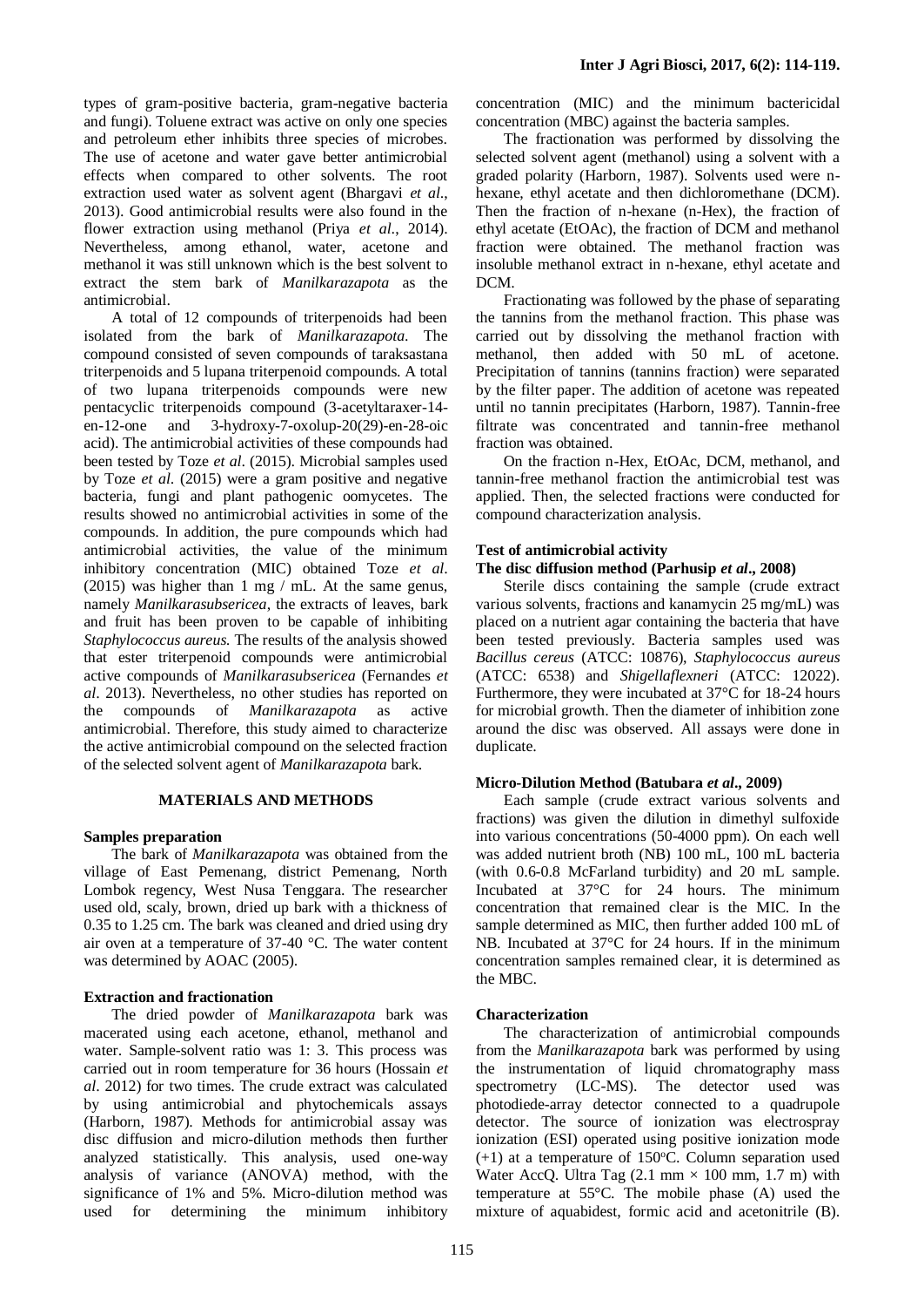types of gram-positive bacteria, gram-negative bacteria and fungi). Toluene extract was active on only one species and petroleum ether inhibits three species of microbes. The use of acetone and water gave better antimicrobial effects when compared to other solvents. The root extraction used water as solvent agent (Bhargavi *et al*., 2013). Good antimicrobial results were also found in the flower extraction using methanol (Priya *et al*., 2014). Nevertheless, among ethanol, water, acetone and methanol it was still unknown which is the best solvent to extract the stem bark of *Manilkarazapota* as the antimicrobial.

A total of 12 compounds of triterpenoids had been isolated from the bark of *Manilkarazapota*. The compound consisted of seven compounds of taraksastana triterpenoids and 5 lupana triterpenoid compounds. A total of two lupana triterpenoids compounds were new pentacyclic triterpenoids compound (3-acetyltaraxer-14-en-12-one and 3-hydroxy-7-oxolup-20(29)-en-28-oic acid). The antimicrobial activities of these compounds had been tested by Toze *et al*. (2015). Microbial samples used by Toze *et al*. (2015) were a gram positive and negative bacteria, fungi and plant pathogenic oomycetes. The results showed no antimicrobial activities in some of the compounds. In addition, the pure compounds which had antimicrobial activities, the value of the minimum inhibitory concentration (MIC) obtained Toze *et al*. (2015) was higher than 1 mg / mL. At the same genus, namely *Manilkarasubsericea*, the extracts of leaves, bark and fruit has been proven to be capable of inhibiting *Staphylococcus aureus*. The results of the analysis showed that ester triterpenoid compounds were antimicrobial active compounds of *Manilkarasubsericea* (Fernandes *et al*. 2013). Nevertheless, no other studies has reported on the compounds of *Manilkarazapota* as active antimicrobial. Therefore, this study aimed to characterize the active antimicrobial compound on the selected fraction of the selected solvent agent of *Manilkarazapota* bark.

## MATERIALS AND METHODS

### Samples preparation

The bark of *Manilkarazapota* was obtained from the village of East Pemenang, district Pemenang, North Lombok regency, West Nusa Tenggara. The researcher used old, scaly, brown, dried up bark with a thickness of 0.35 to 1.25 cm. The bark was cleaned and dried using dry air oven at a temperature of 37-40 °C. The water content was determined by AOAC (2005).

### Extraction and fractionation

The dried powder of *Manilkarazapota* bark was macerated using each acetone, ethanol, methanol and water. Sample-solvent ratio was 1: 3. This process was carried out in room temperature for 36 hours (Hossain *et al*. 2012) for two times. The crude extract was calculated by using antimicrobial and phytochemicals assays (Harborn, 1987). Methods for antimicrobial assay was disc diffusion and micro-dilution methods then further analyzed statistically. This analysis, used one-way analysis of variance (ANOVA) method, with the significance of 1% and 5%. Micro-dilution method was used for determining the minimum inhibitory concentration (MIC) and the minimum bactericidal concentration (MBC) against the bacteria samples.

The fractionation was performed by dissolving the selected solvent agent (methanol) using a solvent with a graded polarity (Harborn, 1987). Solvents used were n-hexane, ethyl acetate and then dichloromethane (DCM). Then the fraction of n-hexane (n-Hex), the fraction of ethyl acetate (EtOAc), the fraction of DCM and methanol fraction were obtained. The methanol fraction was insoluble methanol extract in n-hexane, ethyl acetate and DCM.

Fractionating was followed by the phase of separating the tannins from the methanol fraction. This phase was carried out by dissolving the methanol fraction with methanol, then added with 50 mL of acetone. Precipitation of tannins (tannins fraction) were separated by the filter paper. The addition of acetone was repeated until no tannin precipitates (Harborn, 1987). Tannin-free filtrate was concentrated and tannin-free methanol fraction was obtained.

On the fraction n-Hex, EtOAc, DCM, methanol, and tannin-free methanol fraction the antimicrobial test was applied. Then, the selected fractions were conducted for compound characterization analysis.

### Test of antimicrobial activity

#### The disc diffusion method (Parhusip *et al*., 2008)

Sterile discs containing the sample (crude extract various solvents, fractions and kanamycin 25 mg/mL) was placed on a nutrient agar containing the bacteria that have been tested previously. Bacteria samples used was *Bacillus cereus* (ATCC: 10876), *Staphylococcus aureus* (ATCC: 6538) and *Shigellaflexneri* (ATCC: 12022). Furthermore, they were incubated at 37°C for 18-24 hours for microbial growth. Then the diameter of inhibition zone around the disc was observed. All assays were done in duplicate.

#### Micro-Dilution Method (Batubara *et al*., 2009)

Each sample (crude extract various solvents and fractions) was given the dilution in dimethyl sulfoxide into various concentrations (50-4000 ppm). On each well was added nutrient broth (NB) 100 mL, 100 mL bacteria (with 0.6-0.8 McFarland turbidity) and 20 mL sample. Incubated at 37°C for 24 hours. The minimum concentration that remained clear is the MIC. In the sample determined as MIC, then further added 100 mL of NB. Incubated at 37°C for 24 hours. If in the minimum concentration samples remained clear, it is determined as the MBC.

### Characterization

The characterization of antimicrobial compounds from the *Manilkarazapota* bark was performed by using the instrumentation of liquid chromatography mass spectrometry (LC-MS). The detector used was photodiede-array detector connected to a quadrupole detector. The source of ionization was electrospray ionization (ESI) operated using positive ionization mode (+1) at a temperature of 150°C. Column separation used Water AccQ. Ultra Tag (2.1 mm × 100 mm, 1.7 m) with temperature at 55°C. The mobile phase (A) used the mixture of aquabidest, formic acid and acetonitrile (B).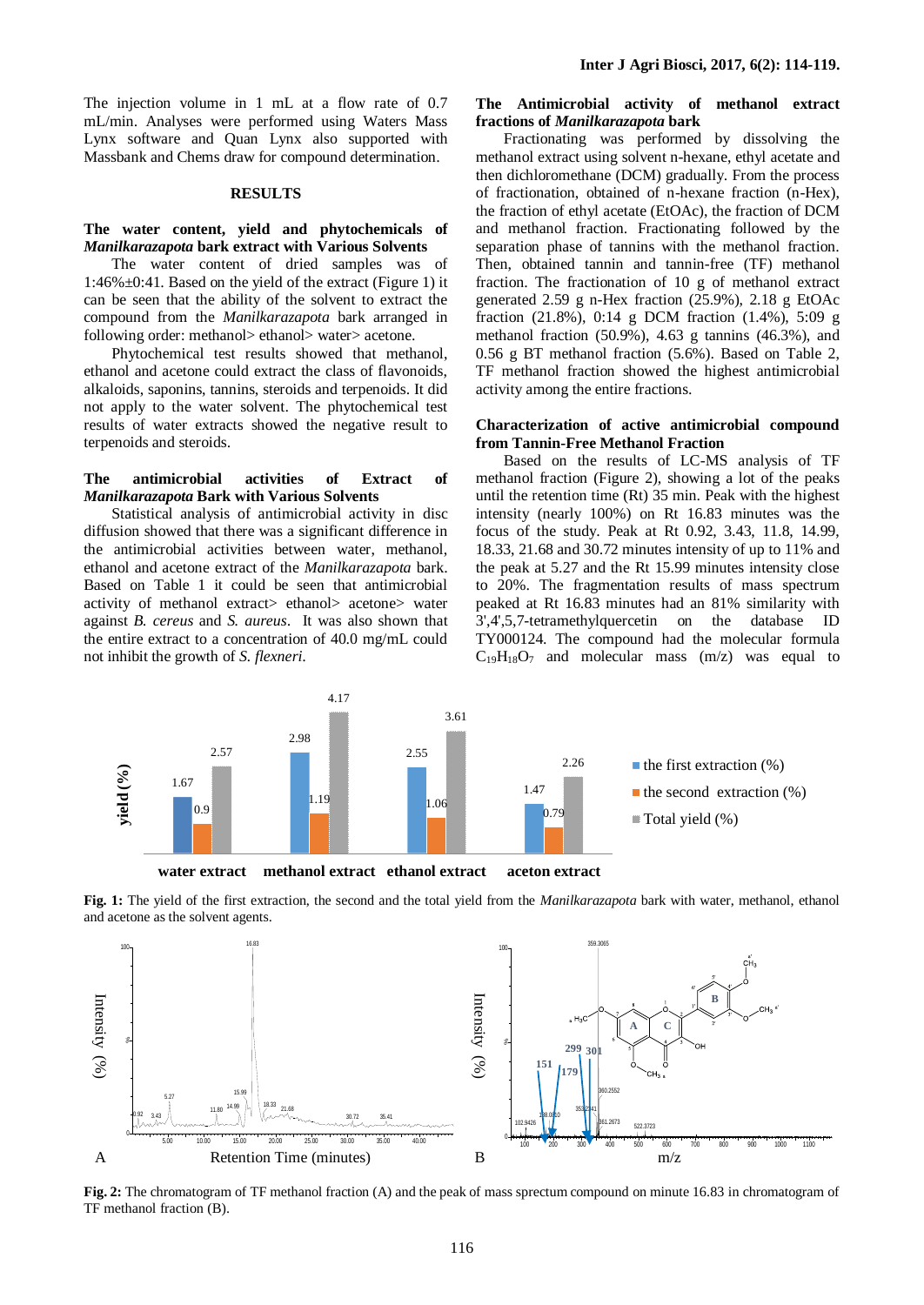The injection volume in 1 mL at a flow rate of 0.7 mL/min. Analyses were performed using Waters Mass Lynx software and Quan Lynx also supported with Massbank and Chems draw for compound determination.

## RESULTS

### The water content, yield and phytochemicals of *Manilkarazapota* bark extract with Various Solvents

The water content of dried samples was of 1:46%±0:41. Based on the yield of the extract (Figure 1) it can be seen that the ability of the solvent to extract the compound from the *Manilkarazapota* bark arranged in following order: methanol> ethanol> water> acetone.

Phytochemical test results showed that methanol, ethanol and acetone could extract the class of flavonoids, alkaloids, saponins, tannins, steroids and terpenoids. It did not apply to the water solvent. The phytochemical test results of water extracts showed the negative result to terpenoids and steroids.

### The antimicrobial activities of Extract of *Manilkarazapota* Bark with Various Solvents

Statistical analysis of antimicrobial activity in disc diffusion showed that there was a significant difference in the antimicrobial activities between water, methanol, ethanol and acetone extract of the *Manilkarazapota* bark. Based on Table 1 it could be seen that antimicrobial activity of methanol extract> ethanol> acetone> water against *B. cereus* and *S. aureus*. It was also shown that the entire extract to a concentration of 40.0 mg/mL could not inhibit the growth of *S. flexneri*.

### The Antimicrobial activity of methanol extract fractions of *Manilkarazapota* bark

Fractionating was performed by dissolving the methanol extract using solvent n-hexane, ethyl acetate and then dichloromethane (DCM) gradually. From the process of fractionation, obtained of n-hexane fraction (n-Hex), the fraction of ethyl acetate (EtOAc), the fraction of DCM and methanol fraction. Fractionating followed by the separation phase of tannins with the methanol fraction. Then, obtained tannin and tannin-free (TF) methanol fraction. The fractionation of 10 g of methanol extract generated 2.59 g n-Hex fraction (25.9%), 2.18 g EtOAc fraction (21.8%), 0:14 g DCM fraction (1.4%), 5:09 g methanol fraction (50.9%), 4.63 g tannins (46.3%), and 0.56 g BT methanol fraction (5.6%). Based on Table 2, TF methanol fraction showed the highest antimicrobial activity among the entire fractions.

### Characterization of active antimicrobial compound from Tannin-Free Methanol Fraction

Based on the results of LC-MS analysis of TF methanol fraction (Figure 2), showing a lot of the peaks until the retention time (Rt) 35 min. Peak with the highest intensity (nearly 100%) on Rt 16.83 minutes was the focus of the study. Peak at Rt 0.92, 3.43, 11.8, 14.99, 18.33, 21.68 and 30.72 minutes intensity of up to 11% and the peak at 5.27 and the Rt 15.99 minutes intensity close to 20%. The fragmentation results of mass spectrum peaked at Rt 16.83 minutes had an 81% similarity with 3',4',5,7-tetramethylquercetin on the database ID TY000124. The compound had the molecular formula $C_{19}H_{18}O_7$ and molecular mass (m/z) was equal to

**Fig. 1:** The yield of the first extraction, the second and the total yield from the *Manilkarazapota* bark with water, methanol, ethanol and acetone as the solvent agents.

**Fig. 2:** The chromatogram of TF methanol fraction (A) and the peak of mass sprectum compound on minute 16.83 in chromatogram of TF methanol fraction (B).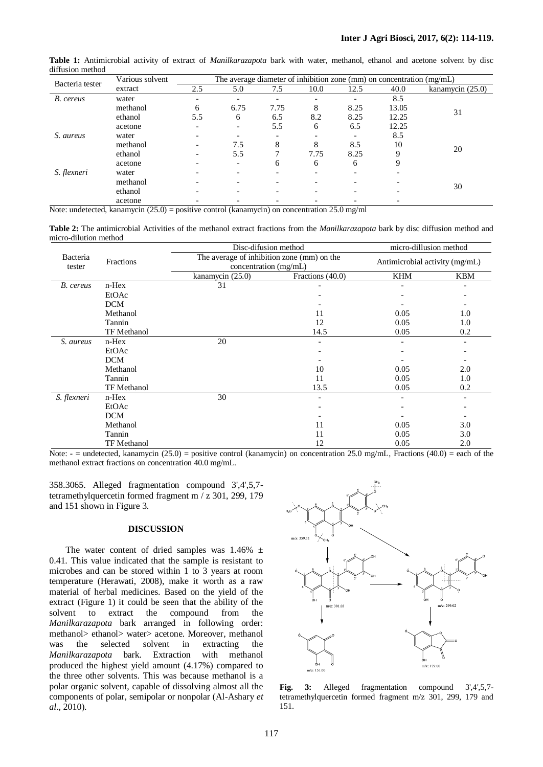**Table 1:** Antimicrobial activity of extract of *Manilkarazapota* bark with water, methanol, ethanol and acetone solvent by disc diffusion method

| Bacteria tester | Various solvent extract | The average diameter of inhibition zone (mm) on concentration (mg/mL) | | | | | | |
|---|---|---|---|---|---|---|---|---|
| | | 2.5 | 5.0 | 7.5 | 10.0 | 12.5 | 40.0 | kanamycin (25.0) |
| *B. cereus* | water | - | - | - | - | - | 8.5 | 31 |
| | methanol | 6 | 6.75 | 7.75 | 8 | 8.25 | 13.05 | |
| | ethanol | 5.5 | 6 | 6.5 | 8.2 | 8.25 | 12.25 | |
| | acetone | - | - | 5.5 | 6 | 6.5 | 12.25 | |
| *S. aureus* | water | - | - | - | - | - | 8.5 | 20 |
| | methanol | - | 7.5 | 8 | 8 | 8.5 | 10 | |
| | ethanol | - | 5.5 | 7 | 7.75 | 8.25 | 9 | |
| | acetone | - | - | 6 | 6 | 6 | 9 | |
| *S. flexneri* | water | - | - | - | - | - | - | 30 |
| | methanol | - | - | - | - | - | - | |
| | ethanol | - | - | - | - | - | - | |
| | acetone | - | - | - | - | - | - | |

Note: undetected, kanamycin (25.0) = positive control (kanamycin) on concentration 25.0 mg/ml

**Table 2:** The antimicrobial Activities of the methanol extract fractions from the *Manilkarazapota* bark by disc diffusion method and micro-dilution method

| Bacteria tester | Fractions | Disc-difusion method | | micro-dillusion method | |
|---|---|---|---|---|---|
| | | The average of inhibition zone (mm) on the concentration (mg/mL) | | Antimicrobial activity (mg/mL) | |
| | | kanamycin (25.0) | Fractions (40.0) | KHM | KBM |
| *B. cereus* | n-Hex | 31 | - | - | - |
| | EtOAc | | - | - | - |
| | DCM | | - | - | - |
| | Methanol | | 11 | 0.05 | 1.0 |
| | Tannin | | 12 | 0.05 | 1.0 |
| | TF Methanol | | 14.5 | 0.05 | 0.2 |
| *S. aureus* | n-Hex | 20 | - | - | - |
| | EtOAc | | - | - | - |
| | DCM | | - | - | - |
| | Methanol | | 10 | 0.05 | 2.0 |
| | Tannin | | 11 | 0.05 | 1.0 |
| | TF Methanol | | 13.5 | 0.05 | 0.2 |
| *S. flexneri* | n-Hex | 30 | - | - | - |
| | EtOAc | | - | - | - |
| | DCM | | - | - | - |
| | Methanol | | 11 | 0.05 | 3.0 |
| | Tannin | | 11 | 0.05 | 3.0 |
| | TF Methanol | | 12 | 0.05 | 2.0 |

Note: - = undetected, kanamycin (25.0) = positive control (kanamycin) on concentration 25.0 mg/mL, Fractions (40.0) = each of the methanol extract fractions on concentration 40.0 mg/mL.

358.3065. Alleged fragmentation compound 3',4',5,7-tetramethylquercetin formed fragment m / z 301, 299, 179 and 151 shown in Figure 3.

## DISCUSSION

The water content of dried samples was 1.46% ± 0.41. This value indicated that the sample is resistant to microbes and can be stored within 1 to 3 years at room temperature (Herawati, 2008), make it worth as a raw material of herbal medicines. Based on the yield of the extract (Figure 1) it could be seen that the ability of the solvent to extract the compound from the *Manilkarazapota* bark arranged in following order: methanol> ethanol> water> acetone. Moreover, methanol was the selected solvent in extracting the *Manilkarazapota* bark. Extraction with methanol produced the highest yield amount (4.17%) compared to the three other solvents. This was because methanol is a polar organic solvent, capable of dissolving almost all the components of polar, semipolar or nonpolar (Al-Ashary *et al*., 2010).

**Fig. 3:** Alleged fragmentation compound 3',4',5,7-tetramethylquercetin formed fragment m/z 301, 299, 179 and 151.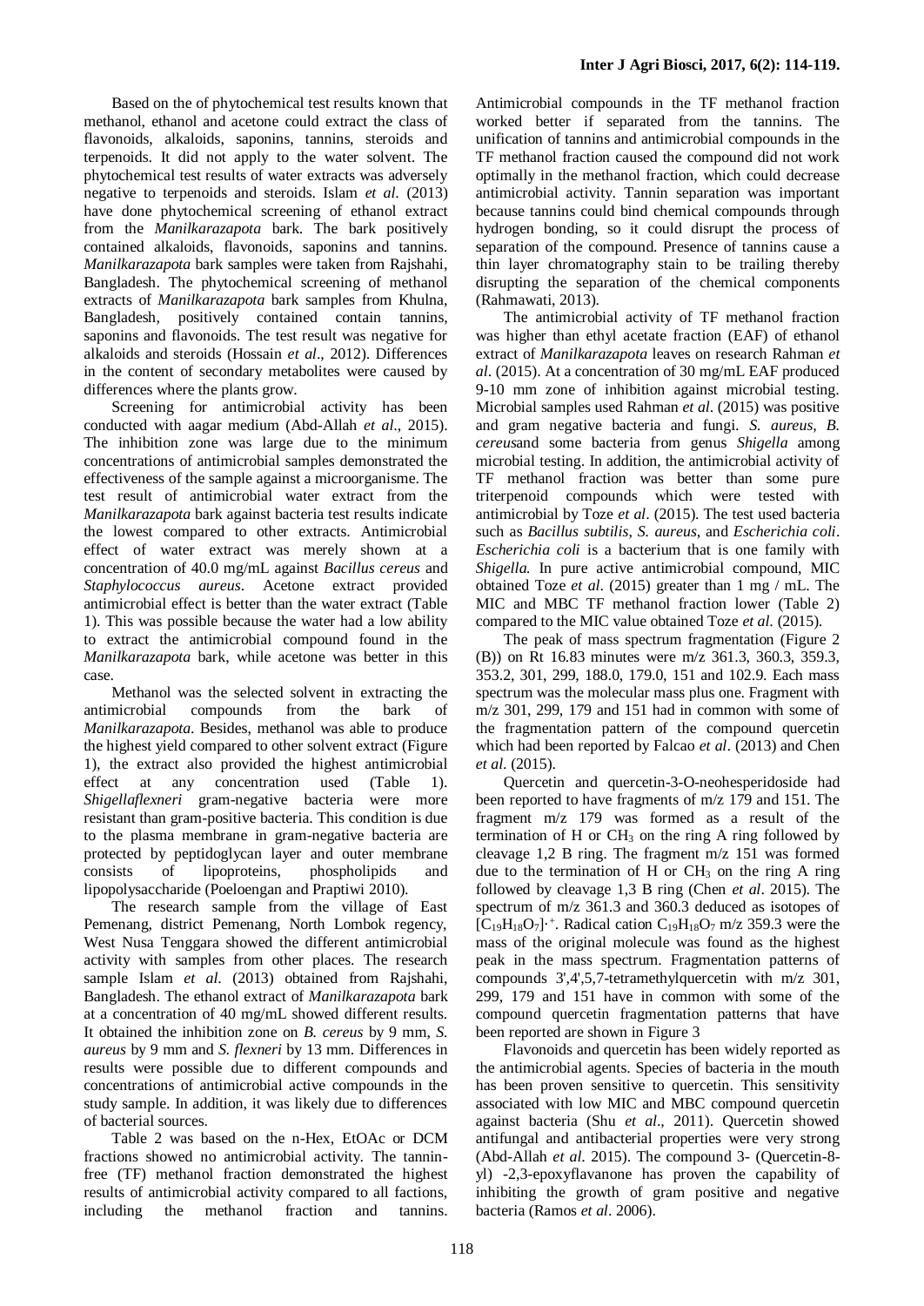Based on the of phytochemical test results known that methanol, ethanol and acetone could extract the class of flavonoids, alkaloids, saponins, tannins, steroids and terpenoids. It did not apply to the water solvent. The phytochemical test results of water extracts was adversely negative to terpenoids and steroids. Islam *et al*. (2013) have done phytochemical screening of ethanol extract from the *Manilkarazapota* bark. The bark positively contained alkaloids, flavonoids, saponins and tannins. *Manilkarazapota* bark samples were taken from Rajshahi, Bangladesh. The phytochemical screening of methanol extracts of *Manilkarazapota* bark samples from Khulna, Bangladesh, positively contained contain tannins, saponins and flavonoids. The test result was negative for alkaloids and steroids (Hossain *et al*., 2012). Differences in the content of secondary metabolites were caused by differences where the plants grow.

Screening for antimicrobial activity has been conducted with aagar medium (Abd-Allah *et al*., 2015). The inhibition zone was large due to the minimum concentrations of antimicrobial samples demonstrated the effectiveness of the sample against a microorganisme. The test result of antimicrobial water extract from the *Manilkarazapota* bark against bacteria test results indicate the lowest compared to other extracts. Antimicrobial effect of water extract was merely shown at a concentration of 40.0 mg/mL against *Bacillus cereus* and *Staphylococcus aureus*. Acetone extract provided antimicrobial effect is better than the water extract (Table 1). This was possible because the water had a low ability to extract the antimicrobial compound found in the *Manilkarazapota* bark, while acetone was better in this case.

Methanol was the selected solvent in extracting the antimicrobial compounds from the bark of *Manilkarazapota*. Besides, methanol was able to produce the highest yield compared to other solvent extract (Figure 1), the extract also provided the highest antimicrobial effect at any concentration used (Table 1). *Shigellaflexneri* gram-negative bacteria were more resistant than gram-positive bacteria. This condition is due to the plasma membrane in gram-negative bacteria are protected by peptidoglycan layer and outer membrane consists of lipoproteins, phospholipids and lipopolysaccharide (Poeloengan and Praptiwi 2010).

The research sample from the village of East Pemenang, district Pemenang, North Lombok regency, West Nusa Tenggara showed the different antimicrobial activity with samples from other places. The research sample Islam *et al*. (2013) obtained from Rajshahi, Bangladesh. The ethanol extract of *Manilkarazapota* bark at a concentration of 40 mg/mL showed different results. It obtained the inhibition zone on *B. cereus* by 9 mm, *S. aureus* by 9 mm and *S. flexneri* by 13 mm. Differences in results were possible due to different compounds and concentrations of antimicrobial active compounds in the study sample. In addition, it was likely due to differences of bacterial sources.

Table 2 was based on the n-Hex, EtOAc or DCM fractions showed no antimicrobial activity. The tannin-free (TF) methanol fraction demonstrated the highest results of antimicrobial activity compared to all factions, including the methanol fraction and tannins. Antimicrobial compounds in the TF methanol fraction worked better if separated from the tannins. The unification of tannins and antimicrobial compounds in the TF methanol fraction caused the compound did not work optimally in the methanol fraction, which could decrease antimicrobial activity. Tannin separation was important because tannins could bind chemical compounds through hydrogen bonding, so it could disrupt the process of separation of the compound. Presence of tannins cause a thin layer chromatography stain to be trailing thereby disrupting the separation of the chemical components (Rahmawati, 2013).

The antimicrobial activity of TF methanol fraction was higher than ethyl acetate fraction (EAF) of ethanol extract of *Manilkarazapota* leaves on research Rahman *et al*. (2015). At a concentration of 30 mg/mL EAF produced 9-10 mm zone of inhibition against microbial testing. Microbial samples used Rahman *et al*. (2015) was positive and gram negative bacteria and fungi. *S. aureus*, *B. cereus*and some bacteria from genus *Shigella* among microbial testing. In addition, the antimicrobial activity of TF methanol fraction was better than some pure triterpenoid compounds which were tested with antimicrobial by Toze *et al*. (2015). The test used bacteria such as *Bacillus subtilis*, *S. aureus*, and *Escherichia coli*. *Escherichia coli* is a bacterium that is one family with *Shigella.* In pure active antimicrobial compound, MIC obtained Toze *et al*. (2015) greater than 1 mg / mL. The MIC and MBC TF methanol fraction lower (Table 2) compared to the MIC value obtained Toze *et al.* (2015).

The peak of mass spectrum fragmentation (Figure 2 (B)) on Rt 16.83 minutes were m/z 361.3, 360.3, 359.3, 353.2, 301, 299, 188.0, 179.0, 151 and 102.9. Each mass spectrum was the molecular mass plus one. Fragment with m/z 301, 299, 179 and 151 had in common with some of the fragmentation pattern of the compound quercetin which had been reported by Falcao *et al*. (2013) and Chen *et al.* (2015).

Quercetin and quercetin-3-O-neohesperidoside had been reported to have fragments of m/z 179 and 151. The fragment m/z 179 was formed as a result of the termination of H or $CH_3$ on the ring A ring followed by cleavage 1,2 B ring. The fragment m/z 151 was formed due to the termination of H or $CH_3$ on the ring A ring followed by cleavage 1,3 B ring (Chen *et al*. 2015). The spectrum of m/z 361.3 and 360.3 deduced as isotopes of $[C_{19}H_{18}O_7]^{\cdot+}$. Radical cation $C_{19}H_{18}O_7$ m/z 359.3 were the mass of the original molecule was found as the highest peak in the mass spectrum. Fragmentation patterns of compounds 3',4',5,7-tetramethylquercetin with m/z 301, 299, 179 and 151 have in common with some of the compound quercetin fragmentation patterns that have been reported are shown in Figure 3

Flavonoids and quercetin has been widely reported as the antimicrobial agents. Species of bacteria in the mouth has been proven sensitive to quercetin. This sensitivity associated with low MIC and MBC compound quercetin against bacteria (Shu *et al*., 2011). Quercetin showed antifungal and antibacterial properties were very strong (Abd-Allah *et al.* 2015). The compound 3- (Quercetin-8-yl) -2,3-epoxyflavanone has proven the capability of inhibiting the growth of gram positive and negative bacteria (Ramos *et al*. 2006).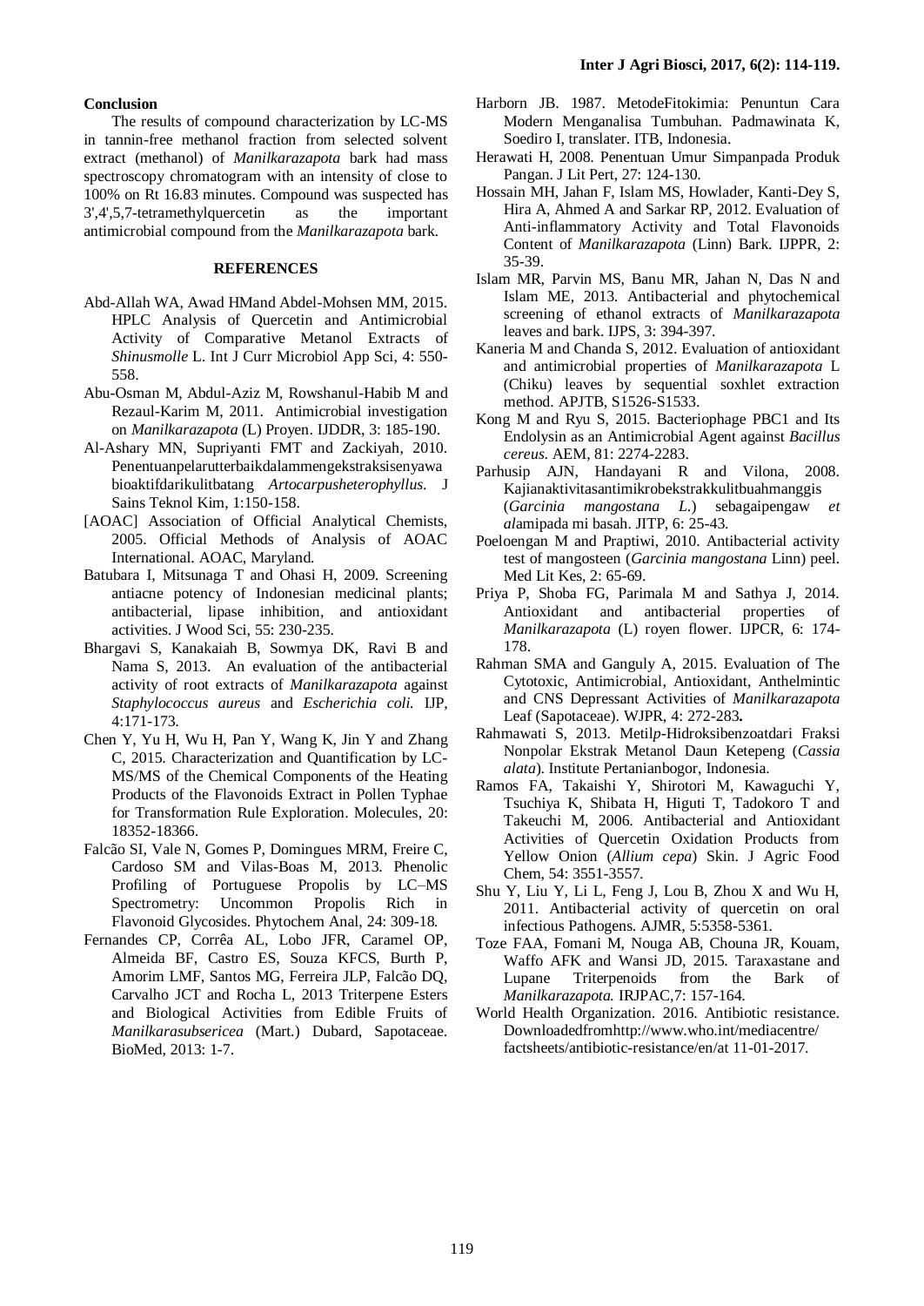**Conclusion**

The results of compound characterization by LC-MS in tannin-free methanol fraction from selected solvent extract (methanol) of *Manilkarazapota* bark had mass spectroscopy chromatogram with an intensity of close to 100% on Rt 16.83 minutes. Compound was suspected has 3',4',5,7-tetramethylquercetin as the important antimicrobial compound from the *Manilkarazapota* bark.

## REFERENCES

Abd-Allah WA, Awad HMand Abdel-Mohsen MM, 2015. HPLC Analysis of Quercetin and Antimicrobial Activity of Comparative Metanol Extracts of *Shinusmolle* L. Int J Curr Microbiol App Sci, 4: 550-558.

Abu-Osman M, Abdul-Aziz M, Rowshanul-Habib M and Rezaul-Karim M, 2011. Antimicrobial investigation on *Manilkarazapota* (L) Proyen. IJDDR, 3: 185-190.

Al-Ashary MN, Supriyanti FMT and Zackiyah, 2010. Penentuanpelarutterbaikdalammengekstraksisenyawa bioaktifdarikulitbatang *Artocarpusheterophyllus*. J Sains Teknol Kim, 1:150-158.

[AOAC] Association of Official Analytical Chemists, 2005. Official Methods of Analysis of AOAC International. AOAC, Maryland.

Batubara I, Mitsunaga T and Ohasi H, 2009. Screening antiacne potency of Indonesian medicinal plants; antibacterial, lipase inhibition, and antioxidant activities. J Wood Sci, 55: 230-235.

Bhargavi S, Kanakaiah B, Sowmya DK, Ravi B and Nama S, 2013. An evaluation of the antibacterial activity of root extracts of *Manilkarazapota* against *Staphylococcus aureus* and *Escherichia coli.* IJP, 4:171-173.

Chen Y, Yu H, Wu H, Pan Y, Wang K, Jin Y and Zhang C, 2015. Characterization and Quantification by LC-MS/MS of the Chemical Components of the Heating Products of the Flavonoids Extract in Pollen Typhae for Transformation Rule Exploration. Molecules, 20: 18352-18366.

Falcão SI, Vale N, Gomes P, Domingues MRM, Freire C, Cardoso SM and Vilas-Boas M, 2013. Phenolic Profiling of Portuguese Propolis by LC–MS Spectrometry: Uncommon Propolis Rich in Flavonoid Glycosides. Phytochem Anal, 24: 309-18.

Fernandes CP, Corrêa AL, Lobo JFR, Caramel OP, Almeida BF, Castro ES, Souza KFCS, Burth P, Amorim LMF, Santos MG, Ferreira JLP, Falcão DQ, Carvalho JCT and Rocha L, 2013 Triterpene Esters and Biological Activities from Edible Fruits of *Manilkarasubsericea* (Mart.) Dubard, Sapotaceae. BioMed, 2013: 1-7.

Harborn JB. 1987. MetodeFitokimia: Penuntun Cara Modern Menganalisa Tumbuhan. Padmawinata K, Soediro I, translater. ITB, Indonesia.

Herawati H, 2008. Penentuan Umur Simpanpada Produk Pangan. J Lit Pert, 27: 124-130.

Hossain MH, Jahan F, Islam MS, Howlader, Kanti-Dey S, Hira A, Ahmed A and Sarkar RP, 2012. Evaluation of Anti-inflammatory Activity and Total Flavonoids Content of *Manilkarazapota* (Linn) Bark. IJPPR, 2: 35-39.

Islam MR, Parvin MS, Banu MR, Jahan N, Das N and Islam ME, 2013. Antibacterial and phytochemical screening of ethanol extracts of *Manilkarazapota* leaves and bark. IJPS, 3: 394-397.

Kaneria M and Chanda S, 2012. Evaluation of antioxidant and antimicrobial properties of *Manilkarazapota* L (Chiku) leaves by sequential soxhlet extraction method. APJTB, S1526-S1533.

Kong M and Ryu S, 2015. Bacteriophage PBC1 and Its Endolysin as an Antimicrobial Agent against *Bacillus cereus*. AEM, 81: 2274-2283.

Parhusip AJN, Handayani R and Vilona, 2008. Kajianaktivitasantimikrobekstrakkulitbuahmanggis (*Garcinia mangostana L.*) sebagaipengaw *et al*amipada mi basah. JITP, 6: 25-43.

Poeloengan M and Praptiwi, 2010. Antibacterial activity test of mangosteen (*Garcinia mangostana* Linn) peel. Med Lit Kes, 2: 65-69.

Priya P, Shoba FG, Parimala M and Sathya J, 2014. Antioxidant and antibacterial properties of *Manilkarazapota* (L) royen flower. IJPCR, 6: 174-178.

Rahman SMA and Ganguly A, 2015. Evaluation of The Cytotoxic, Antimicrobial, Antioxidant, Anthelmintic and CNS Depressant Activities of *Manilkarazapota* Leaf (Sapotaceae). WJPR, 4: 272-283**.**

Rahmawati S, 2013. Metil*p*-Hidroksibenzoatdari Fraksi Nonpolar Ekstrak Metanol Daun Ketepeng (*Cassia alata*). Institute Pertanianbogor, Indonesia.

Ramos FA, Takaishi Y, Shirotori M, Kawaguchi Y, Tsuchiya K, Shibata H, Higuti T, Tadokoro T and Takeuchi M, 2006. Antibacterial and Antioxidant Activities of Quercetin Oxidation Products from Yellow Onion (*Allium cepa*) Skin. J Agric Food Chem, 54: 3551-3557.

Shu Y, Liu Y, Li L, Feng J, Lou B, Zhou X and Wu H, 2011. Antibacterial activity of quercetin on oral infectious Pathogens. AJMR, 5:5358-5361.

Toze FAA, Fomani M, Nouga AB, Chouna JR, Kouam, Waffo AFK and Wansi JD, 2015. Taraxastane and Lupane Triterpenoids from the Bark of *Manilkarazapota.* IRJPAC,7: 157-164.

World Health Organization. 2016. Antibiotic resistance. Downloadedfromhttp://www.who.int/mediacentre/factsheets/antibiotic-resistance/en/at 11-01-2017.